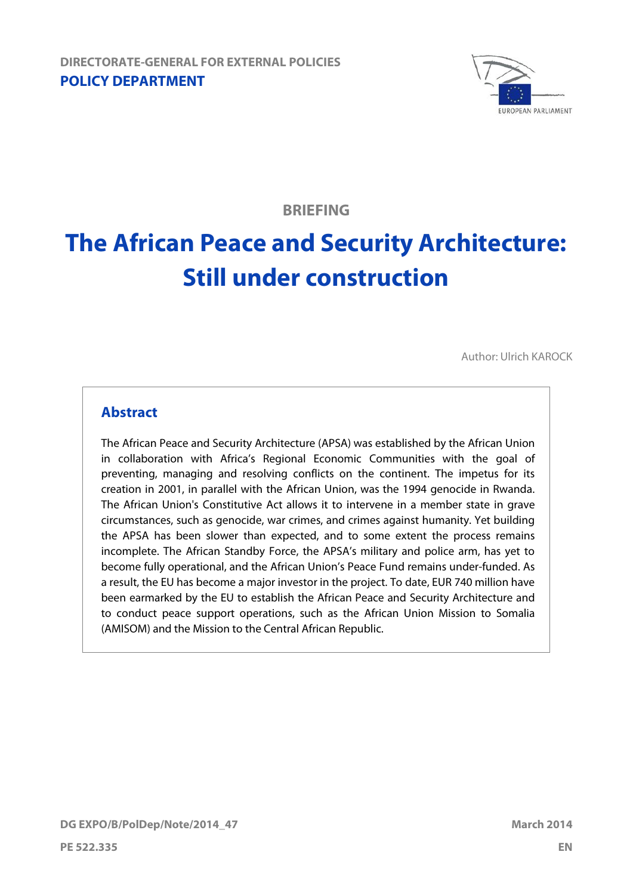DIRECTORATE-GENERAL FOR EXTERNAL POLICIES

**POLICY DEPARTMENT**

BRIEFING

# The African Peace and Security Architecture: Still under construction

Author: Ulrich KAROCK

## Abstract

The African Peace and Security Architecture (APSA) was established by the African Union in collaboration with Africa's Regional Economic Communities with the goal of preventing, managing and resolving conflicts on the continent. The impetus for its creation in 2001, in parallel with the African Union, was the 1994 genocide in Rwanda. The African Union's Constitutive Act allows it to intervene in a member state in grave circumstances, such as genocide, war crimes, and crimes against humanity. Yet building the APSA has been slower than expected, and to some extent the process remains incomplete. The African Standby Force, the APSA's military and police arm, has yet to become fully operational, and the African Union's Peace Fund remains under-funded. As a result, the EU has become a major investor in the project. To date, EUR 740 million have been earmarked by the EU to establish the African Peace and Security Architecture and to conduct peace support operations, such as the African Union Mission to Somalia (AMISOM) and the Mission to the Central African Republic.

DG EXPO/B/PolDep/Note/2014_47

March 2014

PE 522.335

EN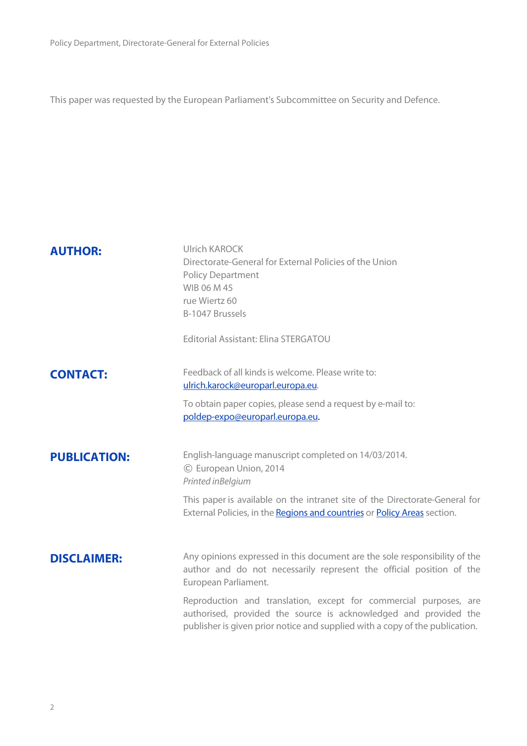This paper was requested by the European Parliament's Subcommittee on Security and Defence.

**AUTHOR:**

Ulrich KAROCK
Directorate-General for External Policies of the Union
Policy Department
WIB 06 M 45
rue Wiertz 60
B-1047 Brussels

Editorial Assistant: Elina STERGATOU

**CONTACT:**

Feedback of all kinds is welcome. Please write to:
ulrich.karock@europarl.europa.eu.

To obtain paper copies, please send a request by e-mail to:
poldep-expo@europarl.europa.eu.

**PUBLICATION:**

English-language manuscript completed on 14/03/2014.
© European Union, 2014
*Printed inBelgium*

This paper is available on the intranet site of the Directorate-General for External Policies, in the Regions and countries or Policy Areas section.

**DISCLAIMER:**

Any opinions expressed in this document are the sole responsibility of the author and do not necessarily represent the official position of the European Parliament.

Reproduction and translation, except for commercial purposes, are authorised, provided the source is acknowledged and provided the publisher is given prior notice and supplied with a copy of the publication.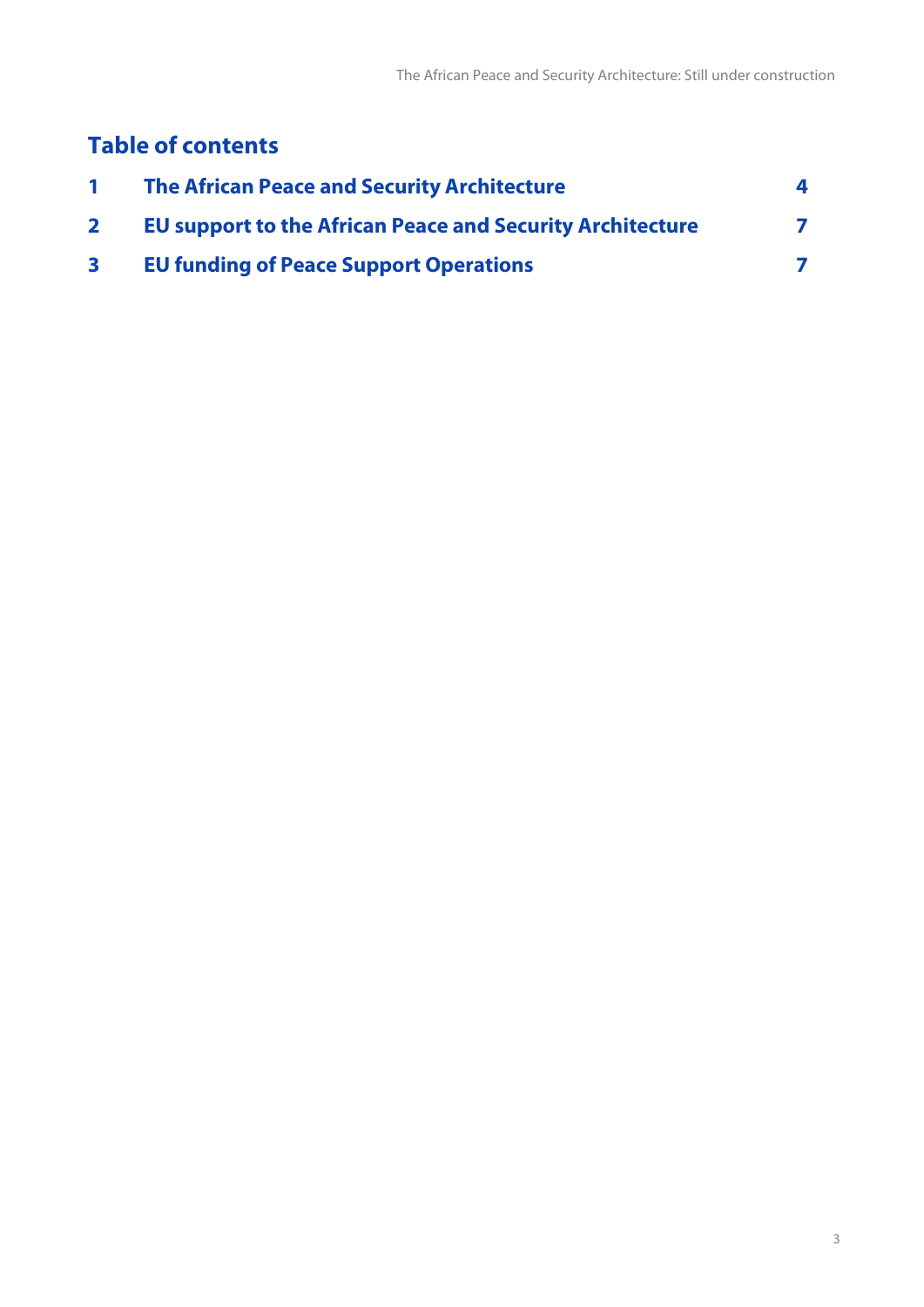## Table of contents

| | | |
|---|---|---|
| 1 | The African Peace and Security Architecture | 4 |
| 2 | EU support to the African Peace and Security Architecture | 7 |
| 3 | EU funding of Peace Support Operations | 7 |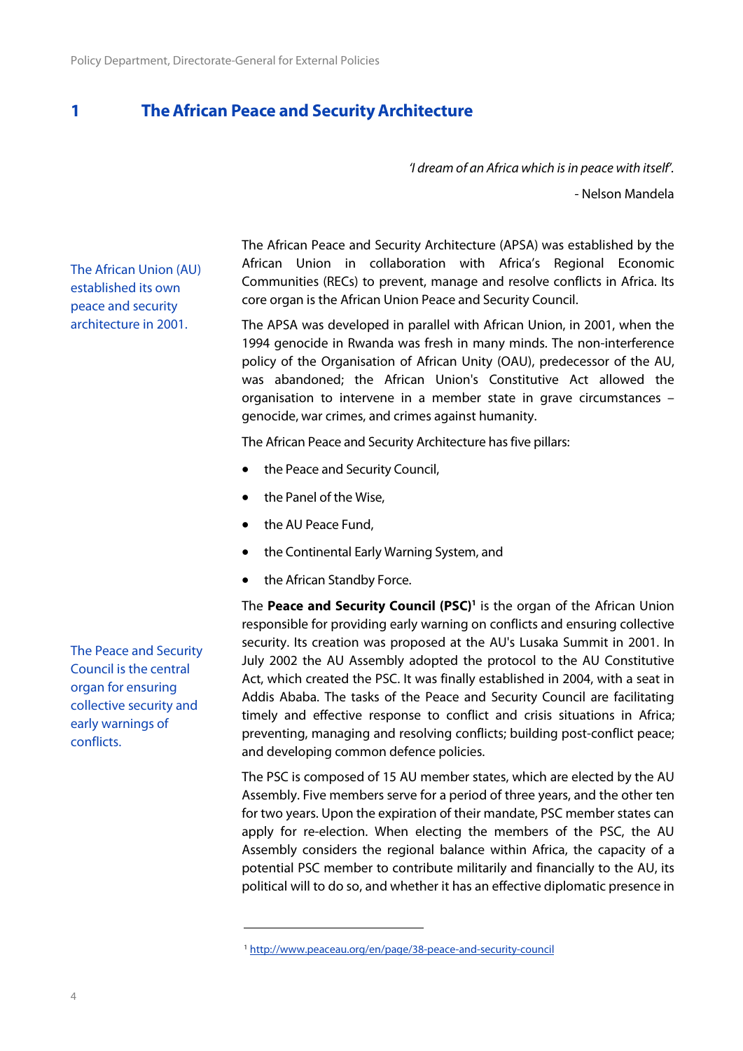# 1 The African Peace and Security Architecture

*'I dream of an Africa which is in peace with itself'.*

\- Nelson Mandela

The African Union (AU) established its own peace and security architecture in 2001.

The African Peace and Security Architecture (APSA) was established by the African Union in collaboration with Africa's Regional Economic Communities (RECs) to prevent, manage and resolve conflicts in Africa. Its core organ is the African Union Peace and Security Council.

The APSA was developed in parallel with African Union, in 2001, when the 1994 genocide in Rwanda was fresh in many minds. The non-interference policy of the Organisation of African Unity (OAU), predecessor of the AU, was abandoned; the African Union's Constitutive Act allowed the organisation to intervene in a member state in grave circumstances – genocide, war crimes, and crimes against humanity.

The African Peace and Security Architecture has five pillars:

- the Peace and Security Council,
- the Panel of the Wise,
- the AU Peace Fund,
- the Continental Early Warning System, and
- the African Standby Force.

The Peace and Security Council is the central organ for ensuring collective security and early warnings of conflicts.

The **Peace and Security Council (PSC)**[1] is the organ of the African Union responsible for providing early warning on conflicts and ensuring collective security. Its creation was proposed at the AU's Lusaka Summit in 2001. In July 2002 the AU Assembly adopted the protocol to the AU Constitutive Act, which created the PSC. It was finally established in 2004, with a seat in Addis Ababa. The tasks of the Peace and Security Council are facilitating timely and effective response to conflict and crisis situations in Africa; preventing, managing and resolving conflicts; building post-conflict peace; and developing common defence policies.

The PSC is composed of 15 AU member states, which are elected by the AU Assembly. Five members serve for a period of three years, and the other ten for two years. Upon the expiration of their mandate, PSC member states can apply for re-election. When electing the members of the PSC, the AU Assembly considers the regional balance within Africa, the capacity of a potential PSC member to contribute militarily and financially to the AU, its political will to do so, and whether it has an effective diplomatic presence in

[1] http://www.peaceau.org/en/page/38-peace-and-security-council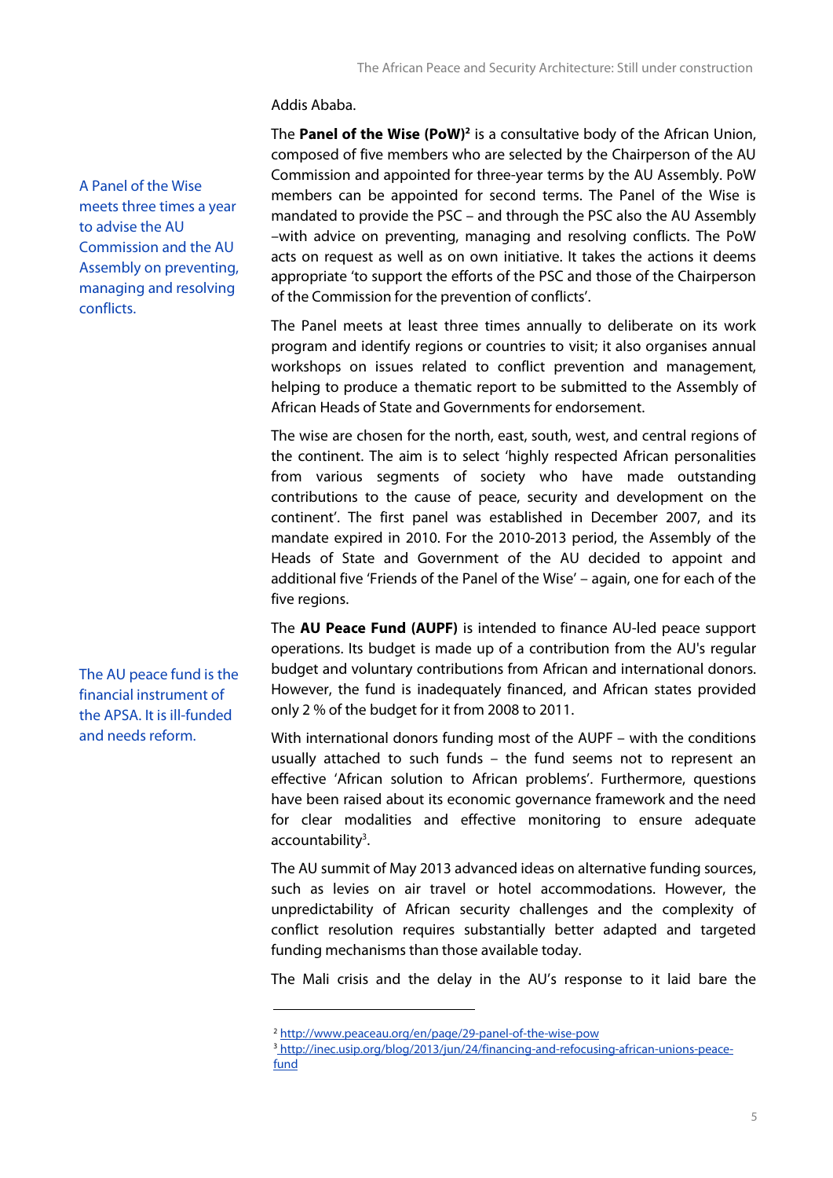Addis Ababa.

A Panel of the Wise meets three times a year to advise the AU Commission and the AU Assembly on preventing, managing and resolving conflicts.

The **Panel of the Wise (PoW)**[2] is a consultative body of the African Union, composed of five members who are selected by the Chairperson of the AU Commission and appointed for three-year terms by the AU Assembly. PoW members can be appointed for second terms. The Panel of the Wise is mandated to provide the PSC – and through the PSC also the AU Assembly –with advice on preventing, managing and resolving conflicts. The PoW acts on request as well as on own initiative. It takes the actions it deems appropriate 'to support the efforts of the PSC and those of the Chairperson of the Commission for the prevention of conflicts'.

The Panel meets at least three times annually to deliberate on its work program and identify regions or countries to visit; it also organises annual workshops on issues related to conflict prevention and management, helping to produce a thematic report to be submitted to the Assembly of African Heads of State and Governments for endorsement.

The wise are chosen for the north, east, south, west, and central regions of the continent. The aim is to select 'highly respected African personalities from various segments of society who have made outstanding contributions to the cause of peace, security and development on the continent'. The first panel was established in December 2007, and its mandate expired in 2010. For the 2010-2013 period, the Assembly of the Heads of State and Government of the AU decided to appoint and additional five 'Friends of the Panel of the Wise' – again, one for each of the five regions.

The AU peace fund is the financial instrument of the APSA. It is ill-funded and needs reform.

The **AU Peace Fund (AUPF)** is intended to finance AU-led peace support operations. Its budget is made up of a contribution from the AU's regular budget and voluntary contributions from African and international donors. However, the fund is inadequately financed, and African states provided only 2 % of the budget for it from 2008 to 2011.

With international donors funding most of the AUPF – with the conditions usually attached to such funds – the fund seems not to represent an effective 'African solution to African problems'. Furthermore, questions have been raised about its economic governance framework and the need for clear modalities and effective monitoring to ensure adequate accountability[3].

The AU summit of May 2013 advanced ideas on alternative funding sources, such as levies on air travel or hotel accommodations. However, the unpredictability of African security challenges and the complexity of conflict resolution requires substantially better adapted and targeted funding mechanisms than those available today.

The Mali crisis and the delay in the AU's response to it laid bare the

---

[2] http://www.peaceau.org/en/page/29-panel-of-the-wise-pow

[3] http://inec.usip.org/blog/2013/jun/24/financing-and-refocusing-african-unions-peace-fund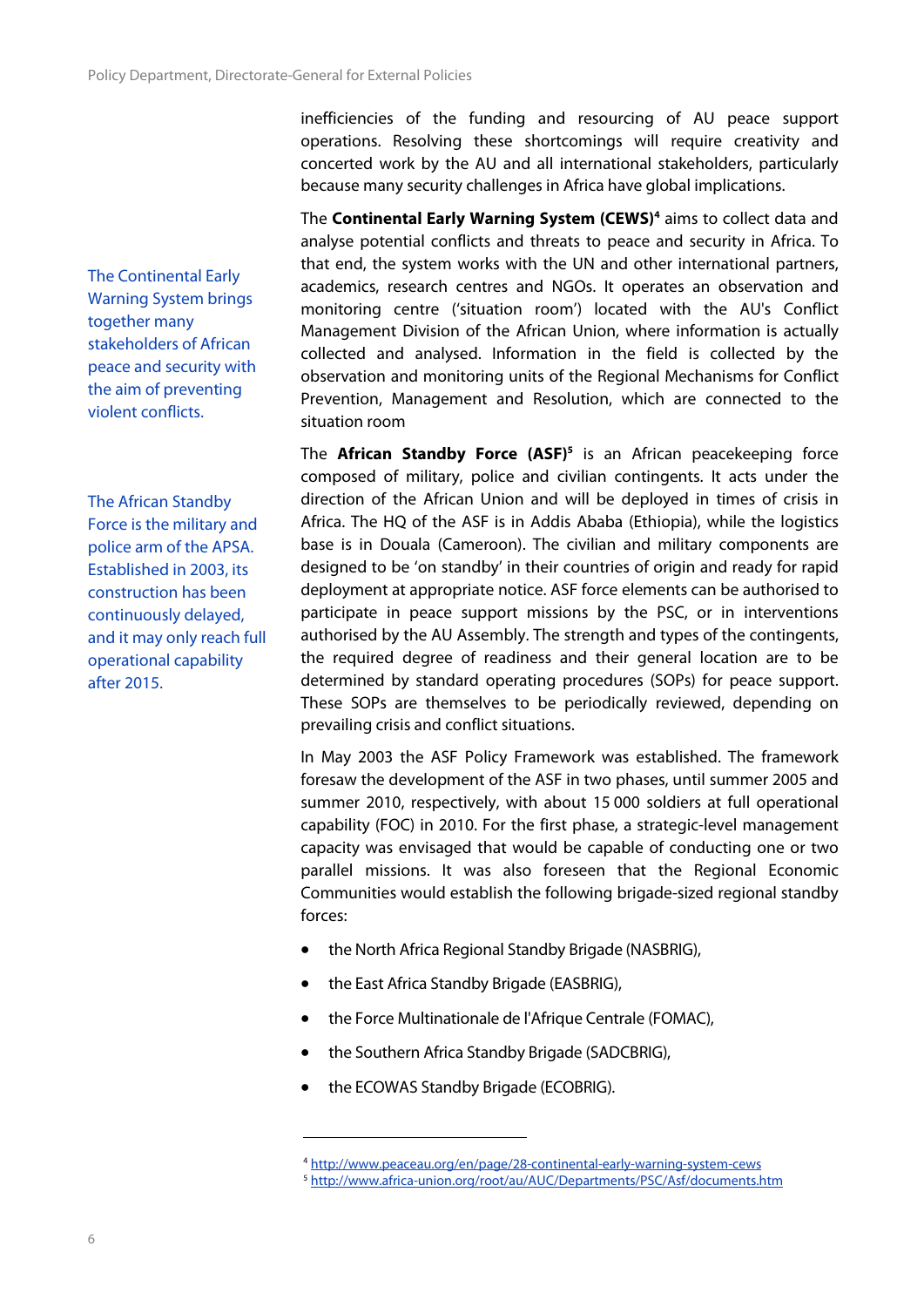inefficiencies of the funding and resourcing of AU peace support operations. Resolving these shortcomings will require creativity and concerted work by the AU and all international stakeholders, particularly because many security challenges in Africa have global implications.

The Continental Early Warning System brings together many stakeholders of African peace and security with the aim of preventing violent conflicts.

The **Continental Early Warning System (CEWS)**[4] aims to collect data and analyse potential conflicts and threats to peace and security in Africa. To that end, the system works with the UN and other international partners, academics, research centres and NGOs. It operates an observation and monitoring centre ('situation room') located with the AU's Conflict Management Division of the African Union, where information is actually collected and analysed. Information in the field is collected by the observation and monitoring units of the Regional Mechanisms for Conflict Prevention, Management and Resolution, which are connected to the situation room

The African Standby Force is the military and police arm of the APSA. Established in 2003, its construction has been continuously delayed, and it may only reach full operational capability after 2015.

The **African Standby Force (ASF)**[5] is an African peacekeeping force composed of military, police and civilian contingents. It acts under the direction of the African Union and will be deployed in times of crisis in Africa. The HQ of the ASF is in Addis Ababa (Ethiopia), while the logistics base is in Douala (Cameroon). The civilian and military components are designed to be 'on standby' in their countries of origin and ready for rapid deployment at appropriate notice. ASF force elements can be authorised to participate in peace support missions by the PSC, or in interventions authorised by the AU Assembly. The strength and types of the contingents, the required degree of readiness and their general location are to be determined by standard operating procedures (SOPs) for peace support. These SOPs are themselves to be periodically reviewed, depending on prevailing crisis and conflict situations.

In May 2003 the ASF Policy Framework was established. The framework foresaw the development of the ASF in two phases, until summer 2005 and summer 2010, respectively, with about 15 000 soldiers at full operational capability (FOC) in 2010. For the first phase, a strategic-level management capacity was envisaged that would be capable of conducting one or two parallel missions. It was also foreseen that the Regional Economic Communities would establish the following brigade-sized regional standby forces:

- the North Africa Regional Standby Brigade (NASBRIG),
- the East Africa Standby Brigade (EASBRIG),
- the Force Multinationale de l'Afrique Centrale (FOMAC),
- the Southern Africa Standby Brigade (SADCBRIG),
- the ECOWAS Standby Brigade (ECOBRIG).

---

[4] http://www.peaceau.org/en/page/28-continental-early-warning-system-cews

[5] http://www.africa-union.org/root/au/AUC/Departments/PSC/Asf/documents.htm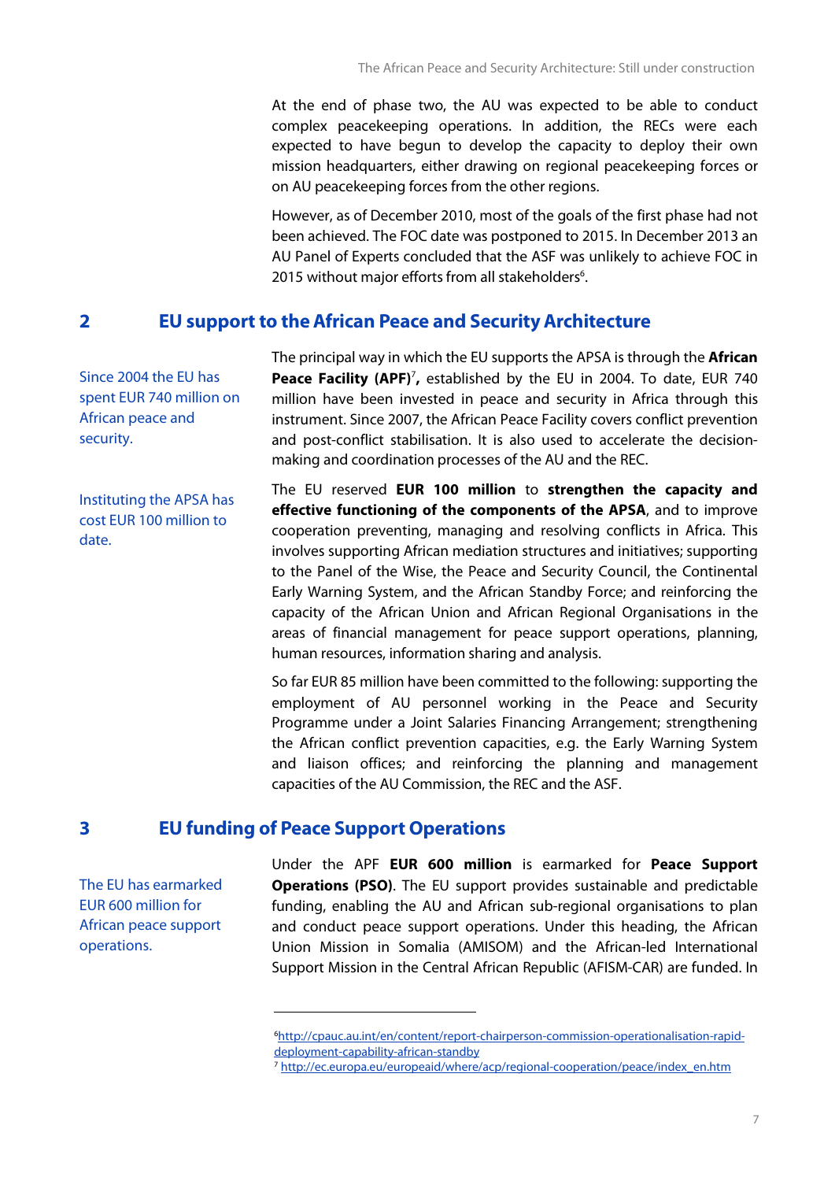At the end of phase two, the AU was expected to be able to conduct complex peacekeeping operations. In addition, the RECs were each expected to have begun to develop the capacity to deploy their own mission headquarters, either drawing on regional peacekeeping forces or on AU peacekeeping forces from the other regions.

However, as of December 2010, most of the goals of the first phase had not been achieved. The FOC date was postponed to 2015. In December 2013 an AU Panel of Experts concluded that the ASF was unlikely to achieve FOC in 2015 without major efforts from all stakeholders[6].

## 2 EU support to the African Peace and Security Architecture

Since 2004 the EU has spent EUR 740 million on African peace and security.

The principal way in which the EU supports the APSA is through the **African Peace Facility (APF)**[7]**,** established by the EU in 2004. To date, EUR 740 million have been invested in peace and security in Africa through this instrument. Since 2007, the African Peace Facility covers conflict prevention and post-conflict stabilisation. It is also used to accelerate the decision-making and coordination processes of the AU and the REC.

Instituting the APSA has cost EUR 100 million to date.

The EU reserved **EUR 100 million** to **strengthen the capacity and effective functioning of the components of the APSA**, and to improve cooperation preventing, managing and resolving conflicts in Africa. This involves supporting African mediation structures and initiatives; supporting to the Panel of the Wise, the Peace and Security Council, the Continental Early Warning System, and the African Standby Force; and reinforcing the capacity of the African Union and African Regional Organisations in the areas of financial management for peace support operations, planning, human resources, information sharing and analysis.

So far EUR 85 million have been committed to the following: supporting the employment of AU personnel working in the Peace and Security Programme under a Joint Salaries Financing Arrangement; strengthening the African conflict prevention capacities, e.g. the Early Warning System and liaison offices; and reinforcing the planning and management capacities of the AU Commission, the REC and the ASF.

## 3 EU funding of Peace Support Operations

The EU has earmarked EUR 600 million for African peace support operations.

Under the APF **EUR 600 million** is earmarked for **Peace Support Operations (PSO)**. The EU support provides sustainable and predictable funding, enabling the AU and African sub-regional organisations to plan and conduct peace support operations. Under this heading, the African Union Mission in Somalia (AMISOM) and the African-led International Support Mission in the Central African Republic (AFISM-CAR) are funded. In

---

[6] http://cpauc.au.int/en/content/report-chairperson-commission-operationalisation-rapid-deployment-capability-african-standby

[7] http://ec.europa.eu/europeaid/where/acp/regional-cooperation/peace/index_en.htm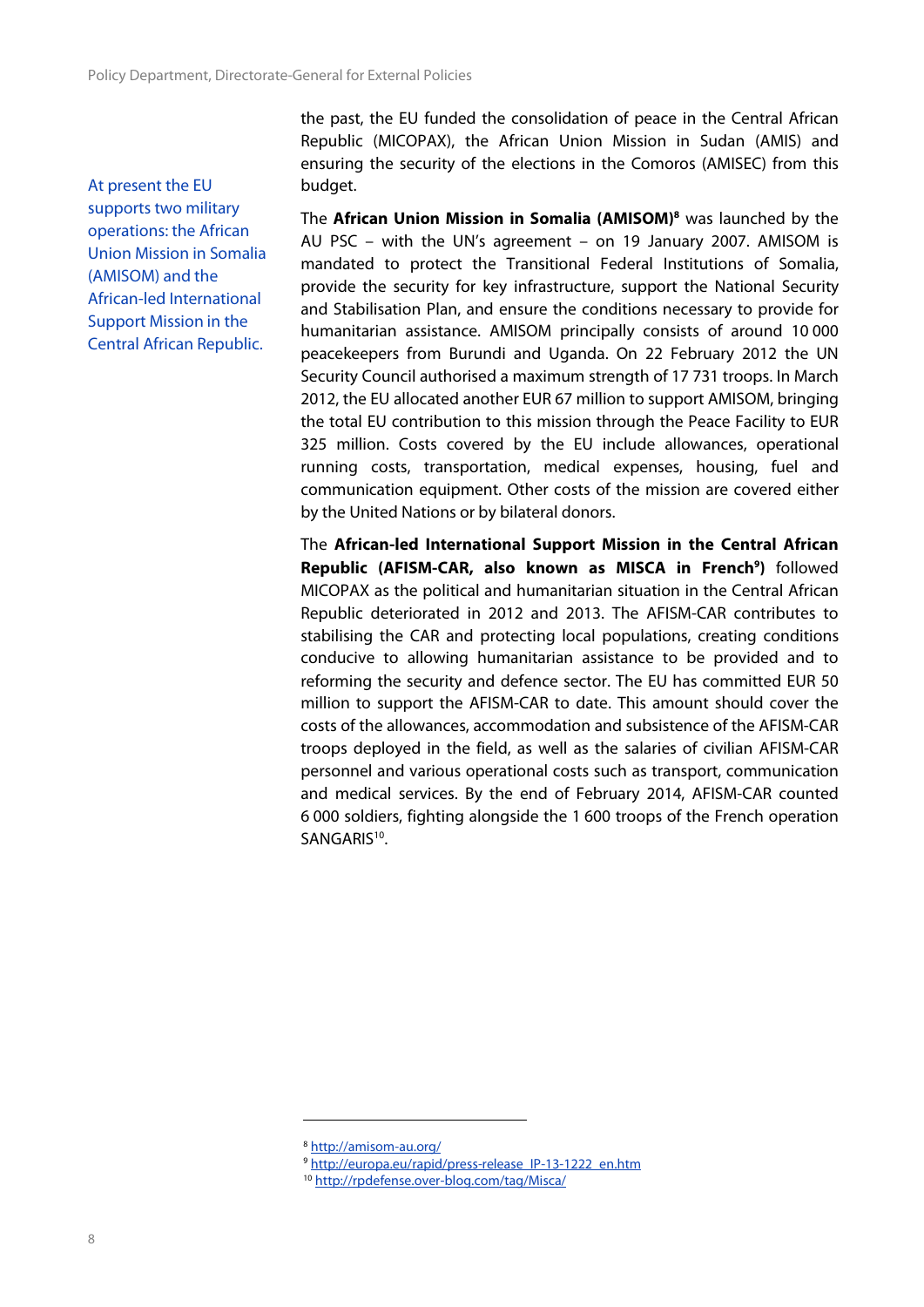the past, the EU funded the consolidation of peace in the Central African Republic (MICOPAX), the African Union Mission in Sudan (AMIS) and ensuring the security of the elections in the Comoros (AMISEC) from this budget.

At present the EU supports two military operations: the African Union Mission in Somalia (AMISOM) and the African-led International Support Mission in the Central African Republic.

The **African Union Mission in Somalia (AMISOM)**[8] was launched by the AU PSC – with the UN's agreement – on 19 January 2007. AMISOM is mandated to protect the Transitional Federal Institutions of Somalia, provide the security for key infrastructure, support the National Security and Stabilisation Plan, and ensure the conditions necessary to provide for humanitarian assistance. AMISOM principally consists of around 10 000 peacekeepers from Burundi and Uganda. On 22 February 2012 the UN Security Council authorised a maximum strength of 17 731 troops. In March 2012, the EU allocated another EUR 67 million to support AMISOM, bringing the total EU contribution to this mission through the Peace Facility to EUR 325 million. Costs covered by the EU include allowances, operational running costs, transportation, medical expenses, housing, fuel and communication equipment. Other costs of the mission are covered either by the United Nations or by bilateral donors.

The **African-led International Support Mission in the Central African Republic (AFISM-CAR, also known as MISCA in French[9])** followed MICOPAX as the political and humanitarian situation in the Central African Republic deteriorated in 2012 and 2013. The AFISM-CAR contributes to stabilising the CAR and protecting local populations, creating conditions conducive to allowing humanitarian assistance to be provided and to reforming the security and defence sector. The EU has committed EUR 50 million to support the AFISM-CAR to date. This amount should cover the costs of the allowances, accommodation and subsistence of the AFISM-CAR troops deployed in the field, as well as the salaries of civilian AFISM-CAR personnel and various operational costs such as transport, communication and medical services. By the end of February 2014, AFISM-CAR counted 6 000 soldiers, fighting alongside the 1 600 troops of the French operation SANGARIS[10].

---

[8] http://amisom-au.org/

[9] http://europa.eu/rapid/press-release_IP-13-1222_en.htm

[10] http://rpdefense.over-blog.com/tag/Misca/